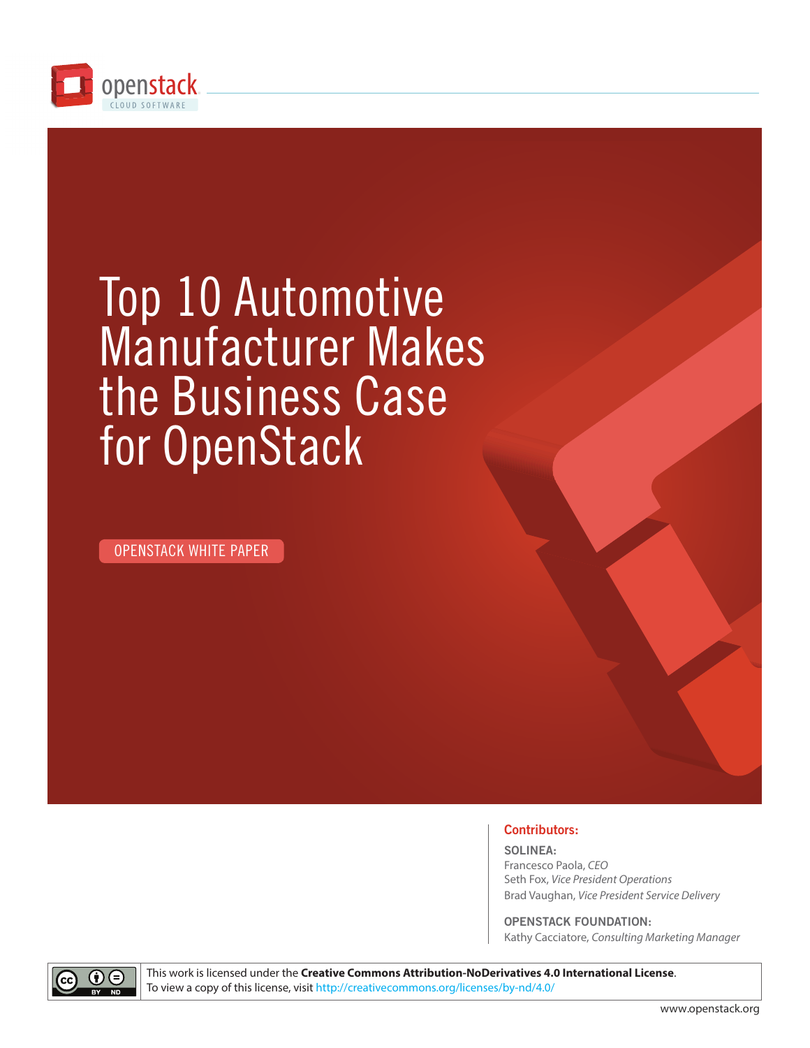openstack
CLOUD SOFTWARE

# Top 10 Automotive Manufacturer Makes the Business Case for OpenStack

OPENSTACK WHITE PAPER

**Contributors:**

**SOLINEA:**
Francesco Paola, *CEO*
Seth Fox, *Vice President Operations*
Brad Vaughan, *Vice President Service Delivery*

**OPENSTACK FOUNDATION:**
Kathy Cacciatore, *Consulting Marketing Manager*

This work is licensed under the **Creative Commons Attribution-NoDerivatives 4.0 International License**.
To view a copy of this license, visit http://creativecommons.org/licenses/by-nd/4.0/

www.openstack.org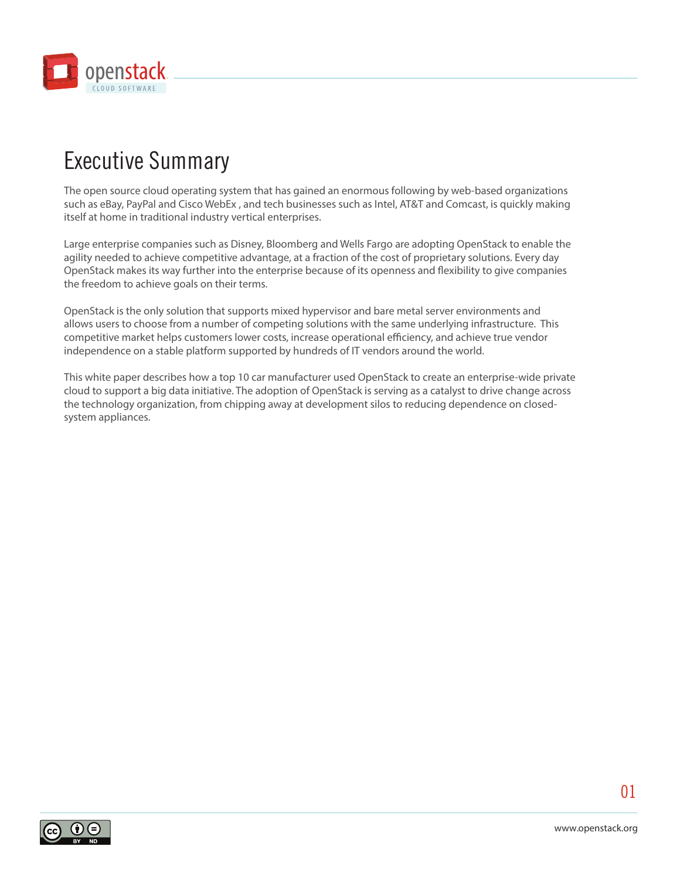# Executive Summary

The open source cloud operating system that has gained an enormous following by web-based organizations such as eBay, PayPal and Cisco WebEx , and tech businesses such as Intel, AT&T and Comcast, is quickly making itself at home in traditional industry vertical enterprises.

Large enterprise companies such as Disney, Bloomberg and Wells Fargo are adopting OpenStack to enable the agility needed to achieve competitive advantage, at a fraction of the cost of proprietary solutions. Every day OpenStack makes its way further into the enterprise because of its openness and flexibility to give companies the freedom to achieve goals on their terms.

OpenStack is the only solution that supports mixed hypervisor and bare metal server environments and allows users to choose from a number of competing solutions with the same underlying infrastructure. This competitive market helps customers lower costs, increase operational efficiency, and achieve true vendor independence on a stable platform supported by hundreds of IT vendors around the world.

This white paper describes how a top 10 car manufacturer used OpenStack to create an enterprise-wide private cloud to support a big data initiative. The adoption of OpenStack is serving as a catalyst to drive change across the technology organization, from chipping away at development silos to reducing dependence on closed-system appliances.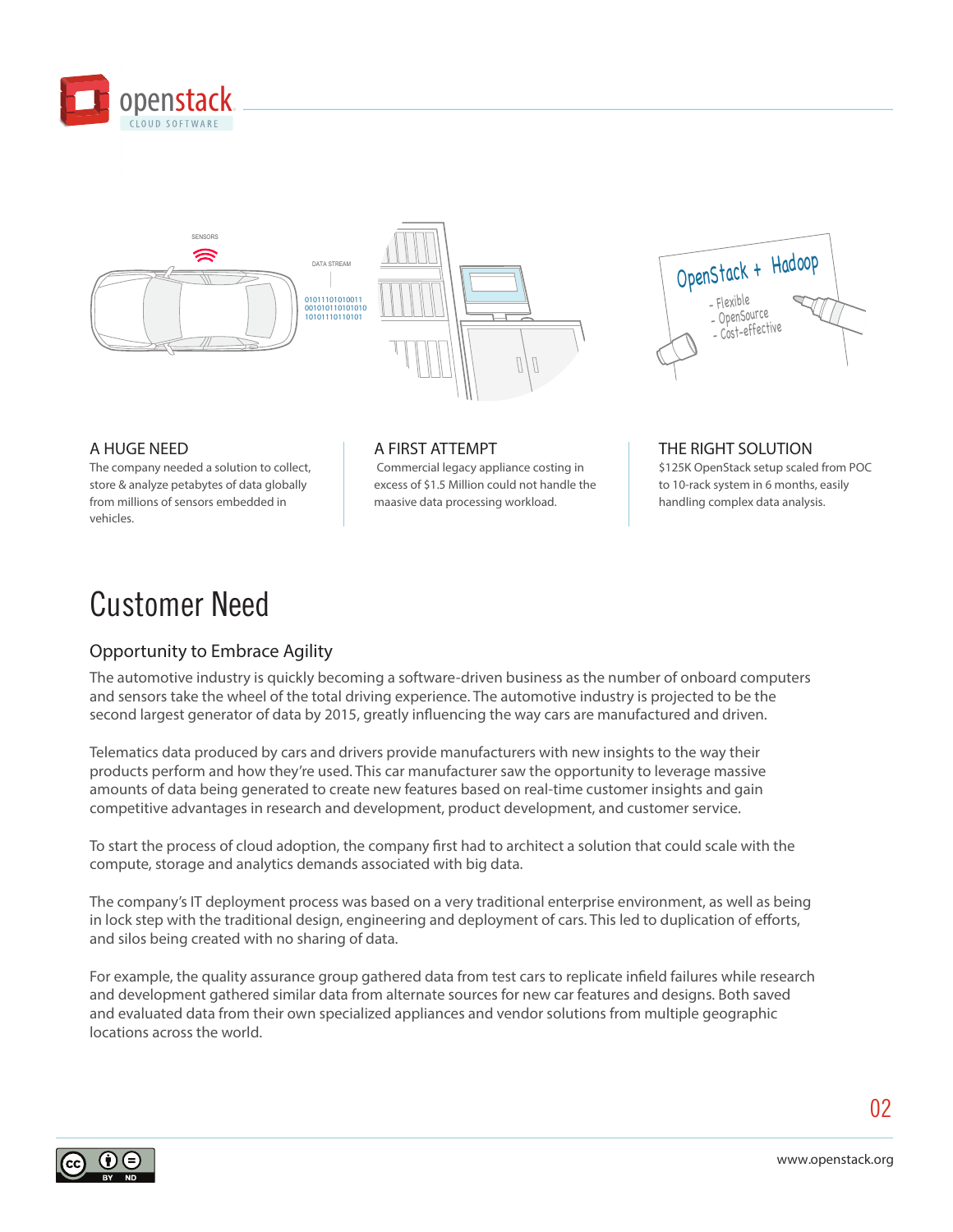### A HUGE NEED

The company needed a solution to collect, store & analyze petabytes of data globally from millions of sensors embedded in vehicles.

### A FIRST ATTEMPT

Commercial legacy appliance costing in excess of $1.5 Million could not handle the maasive data processing workload.

### THE RIGHT SOLUTION

$125K OpenStack setup scaled from POC to 10-rack system in 6 months, easily handling complex data analysis.

# Customer Need

## Opportunity to Embrace Agility

The automotive industry is quickly becoming a software-driven business as the number of onboard computers and sensors take the wheel of the total driving experience. The automotive industry is projected to be the second largest generator of data by 2015, greatly influencing the way cars are manufactured and driven.

Telematics data produced by cars and drivers provide manufacturers with new insights to the way their products perform and how they're used. This car manufacturer saw the opportunity to leverage massive amounts of data being generated to create new features based on real-time customer insights and gain competitive advantages in research and development, product development, and customer service.

To start the process of cloud adoption, the company first had to architect a solution that could scale with the compute, storage and analytics demands associated with big data.

The company's IT deployment process was based on a very traditional enterprise environment, as well as being in lock step with the traditional design, engineering and deployment of cars. This led to duplication of efforts, and silos being created with no sharing of data.

For example, the quality assurance group gathered data from test cars to replicate infield failures while research and development gathered similar data from alternate sources for new car features and designs. Both saved and evaluated data from their own specialized appliances and vendor solutions from multiple geographic locations across the world.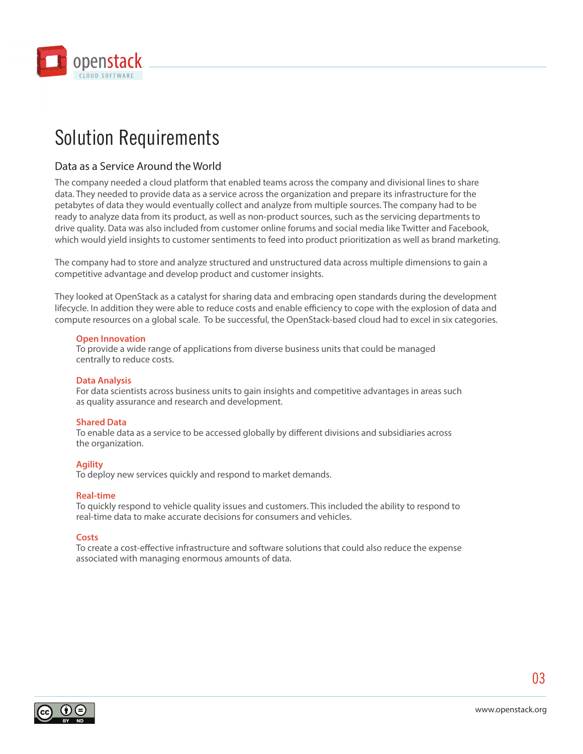# Solution Requirements

## Data as a Service Around the World

The company needed a cloud platform that enabled teams across the company and divisional lines to share data. They needed to provide data as a service across the organization and prepare its infrastructure for the petabytes of data they would eventually collect and analyze from multiple sources. The company had to be ready to analyze data from its product, as well as non-product sources, such as the servicing departments to drive quality. Data was also included from customer online forums and social media like Twitter and Facebook, which would yield insights to customer sentiments to feed into product prioritization as well as brand marketing.

The company had to store and analyze structured and unstructured data across multiple dimensions to gain a competitive advantage and develop product and customer insights.

They looked at OpenStack as a catalyst for sharing data and embracing open standards during the development lifecycle. In addition they were able to reduce costs and enable efficiency to cope with the explosion of data and compute resources on a global scale. To be successful, the OpenStack-based cloud had to excel in six categories.

**Open Innovation**
To provide a wide range of applications from diverse business units that could be managed centrally to reduce costs.

**Data Analysis**
For data scientists across business units to gain insights and competitive advantages in areas such as quality assurance and research and development.

**Shared Data**
To enable data as a service to be accessed globally by different divisions and subsidiaries across the organization.

**Agility**
To deploy new services quickly and respond to market demands.

**Real-time**
To quickly respond to vehicle quality issues and customers. This included the ability to respond to real-time data to make accurate decisions for consumers and vehicles.

**Costs**
To create a cost-effective infrastructure and software solutions that could also reduce the expense associated with managing enormous amounts of data.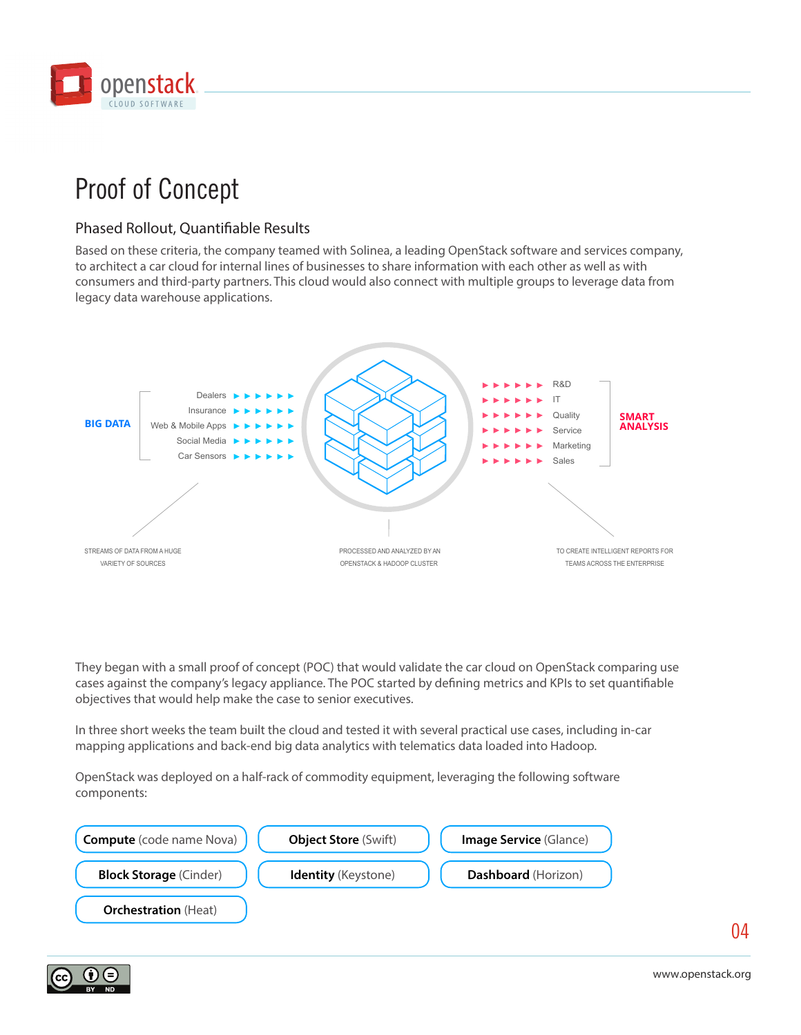# Proof of Concept

## Phased Rollout, Quantifiable Results

Based on these criteria, the company teamed with Solinea, a leading OpenStack software and services company, to architect a car cloud for internal lines of businesses to share information with each other as well as with consumers and third-party partners. This cloud would also connect with multiple groups to leverage data from legacy data warehouse applications.

**BIG DATA**

- Dealers
- Insurance
- Web & Mobile Apps
- Social Media
- Car Sensors

**SMART ANALYSIS**

- R&D
- IT
- Quality
- Service
- Marketing
- Sales

STREAMS OF DATA FROM A HUGE VARIETY OF SOURCES

PROCESSED AND ANALYZED BY AN OPENSTACK & HADOOP CLUSTER

TO CREATE INTELLIGENT REPORTS FOR TEAMS ACROSS THE ENTERPRISE

They began with a small proof of concept (POC) that would validate the car cloud on OpenStack comparing use cases against the company's legacy appliance. The POC started by defining metrics and KPIs to set quantifiable objectives that would help make the case to senior executives.

In three short weeks the team built the cloud and tested it with several practical use cases, including in-car mapping applications and back-end big data analytics with telematics data loaded into Hadoop.

OpenStack was deployed on a half-rack of commodity equipment, leveraging the following software components:

- **Compute** (code name Nova)
- **Object Store** (Swift)
- **Image Service** (Glance)
- **Block Storage** (Cinder)
- **Identity** (Keystone)
- **Dashboard** (Horizon)
- **Orchestration** (Heat)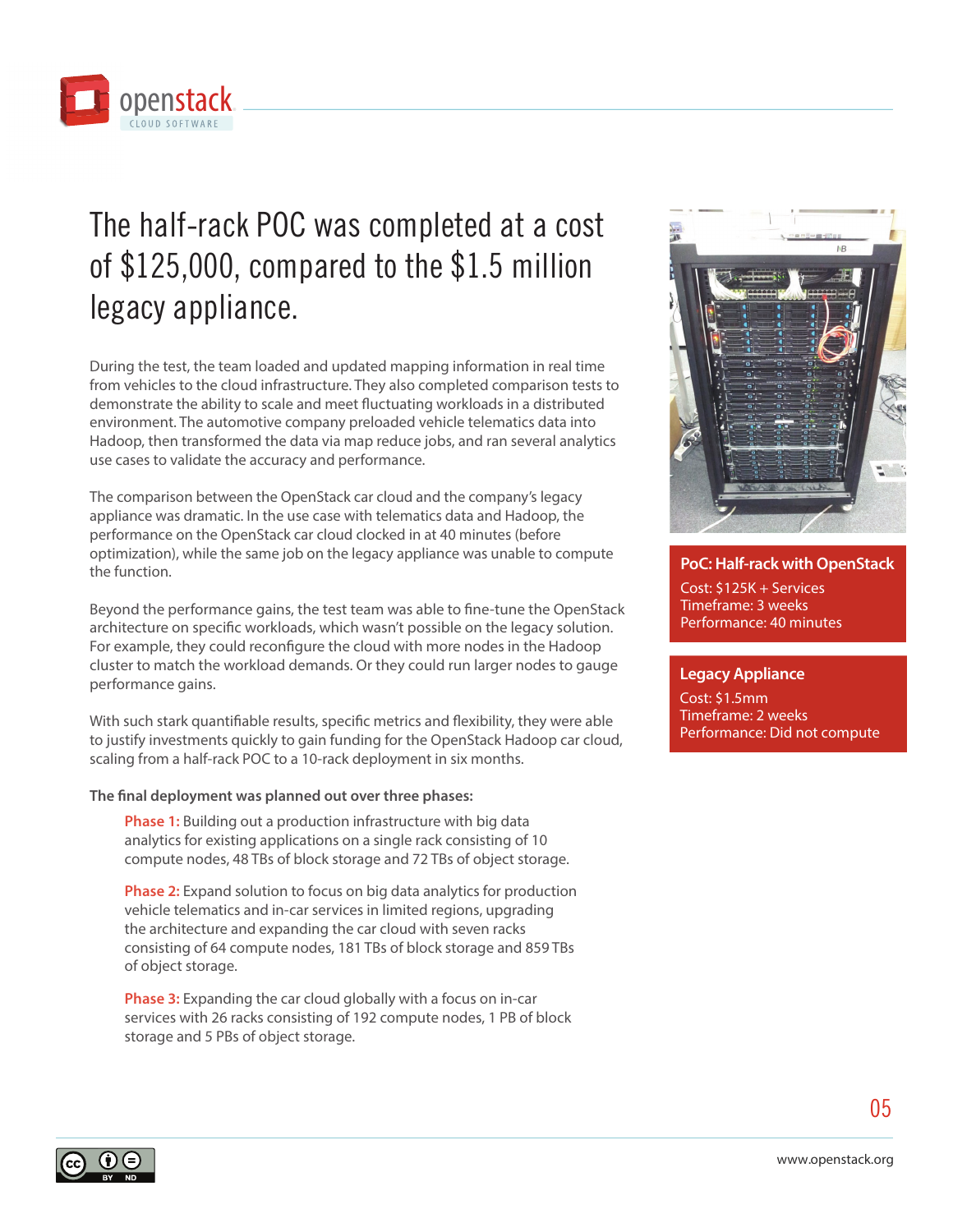# The half-rack POC was completed at a cost of $125,000, compared to the $1.5 million legacy appliance.

During the test, the team loaded and updated mapping information in real time from vehicles to the cloud infrastructure. They also completed comparison tests to demonstrate the ability to scale and meet fluctuating workloads in a distributed environment. The automotive company preloaded vehicle telematics data into Hadoop, then transformed the data via map reduce jobs, and ran several analytics use cases to validate the accuracy and performance.

The comparison between the OpenStack car cloud and the company's legacy appliance was dramatic. In the use case with telematics data and Hadoop, the performance on the OpenStack car cloud clocked in at 40 minutes (before optimization), while the same job on the legacy appliance was unable to compute the function.

Beyond the performance gains, the test team was able to fine-tune the OpenStack architecture on specific workloads, which wasn't possible on the legacy solution. For example, they could reconfigure the cloud with more nodes in the Hadoop cluster to match the workload demands. Or they could run larger nodes to gauge performance gains.

With such stark quantifiable results, specific metrics and flexibility, they were able to justify investments quickly to gain funding for the OpenStack Hadoop car cloud, scaling from a half-rack POC to a 10-rack deployment in six months.

**The final deployment was planned out over three phases:**

**Phase 1:** Building out a production infrastructure with big data analytics for existing applications on a single rack consisting of 10 compute nodes, 48 TBs of block storage and 72 TBs of object storage.

**Phase 2:** Expand solution to focus on big data analytics for production vehicle telematics and in-car services in limited regions, upgrading the architecture and expanding the car cloud with seven racks consisting of 64 compute nodes, 181 TBs of block storage and 859 TBs of object storage.

**Phase 3:** Expanding the car cloud globally with a focus on in-car services with 26 racks consisting of 192 compute nodes, 1 PB of block storage and 5 PBs of object storage.

**PoC: Half-rack with OpenStack**
Cost: $125K + Services
Timeframe: 3 weeks
Performance: 40 minutes

**Legacy Appliance**
Cost: $1.5mm
Timeframe: 2 weeks
Performance: Did not compute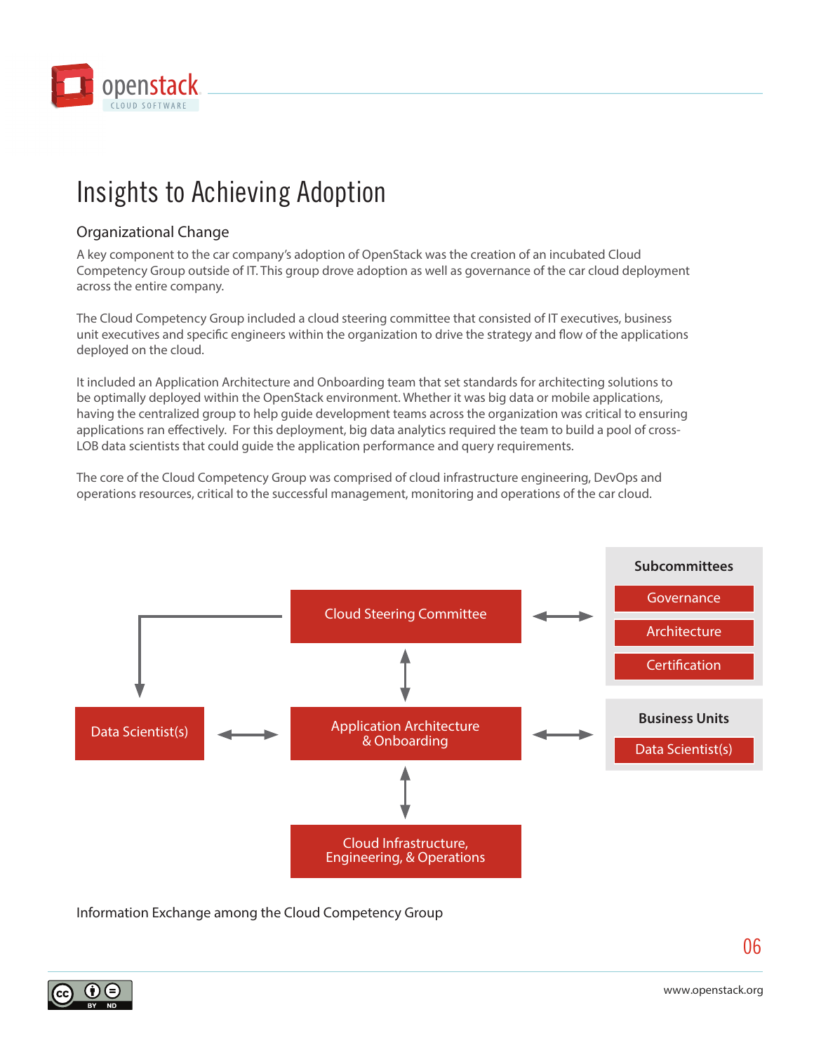# Insights to Achieving Adoption

## Organizational Change

A key component to the car company's adoption of OpenStack was the creation of an incubated Cloud Competency Group outside of IT. This group drove adoption as well as governance of the car cloud deployment across the entire company.

The Cloud Competency Group included a cloud steering committee that consisted of IT executives, business unit executives and specific engineers within the organization to drive the strategy and flow of the applications deployed on the cloud.

It included an Application Architecture and Onboarding team that set standards for architecting solutions to be optimally deployed within the OpenStack environment. Whether it was big data or mobile applications, having the centralized group to help guide development teams across the organization was critical to ensuring applications ran effectively. For this deployment, big data analytics required the team to build a pool of cross-LOB data scientists that could guide the application performance and query requirements.

The core of the Cloud Competency Group was comprised of cloud infrastructure engineering, DevOps and operations resources, critical to the successful management, monitoring and operations of the car cloud.

Cloud Steering Committee

Subcommittees: Governance, Architecture, Certification

Data Scientist(s)

Application Architecture & Onboarding

Business Units: Data Scientist(s)

Cloud Infrastructure, Engineering, & Operations

Information Exchange among the Cloud Competency Group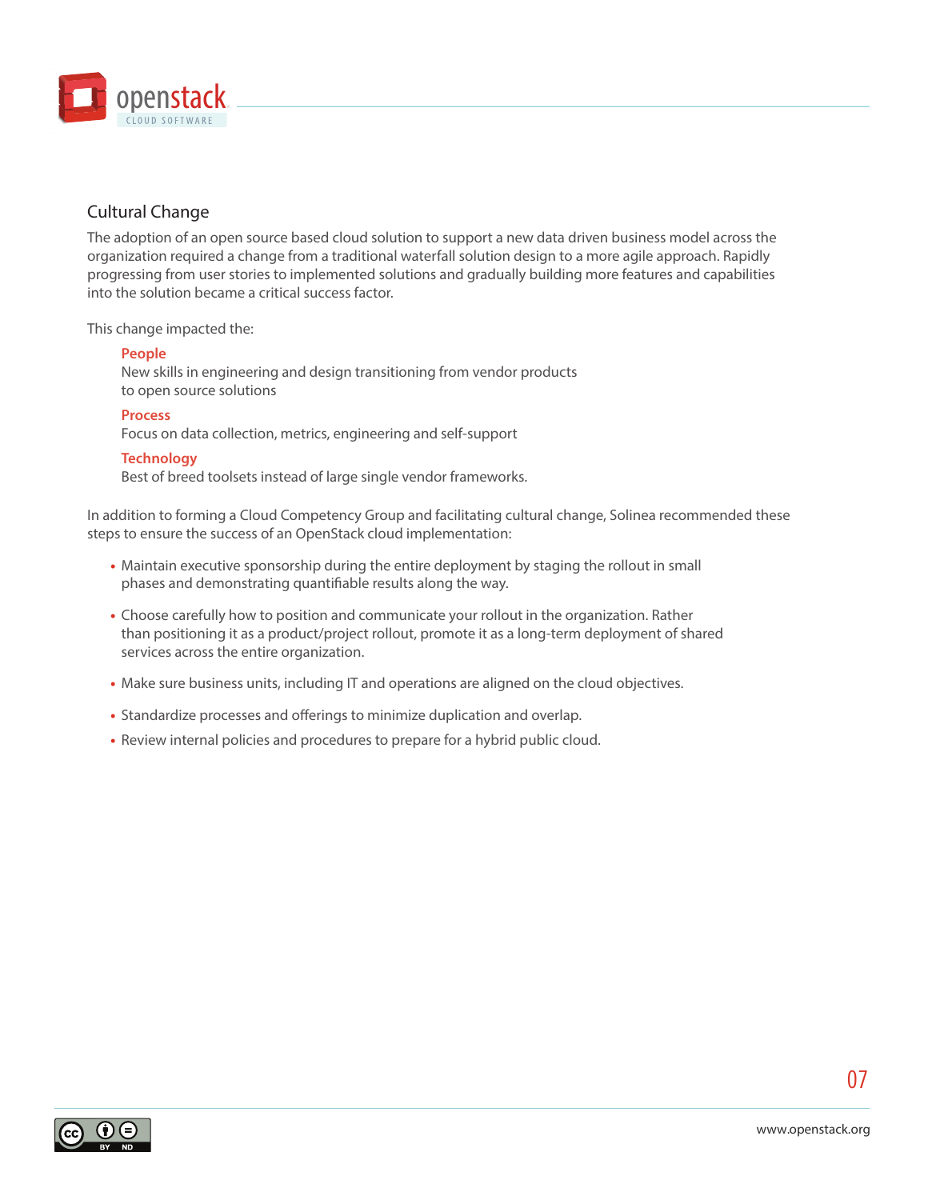## Cultural Change

The adoption of an open source based cloud solution to support a new data driven business model across the organization required a change from a traditional waterfall solution design to a more agile approach. Rapidly progressing from user stories to implemented solutions and gradually building more features and capabilities into the solution became a critical success factor.

This change impacted the:

**People**
New skills in engineering and design transitioning from vendor products to open source solutions

**Process**
Focus on data collection, metrics, engineering and self-support

**Technology**
Best of breed toolsets instead of large single vendor frameworks.

In addition to forming a Cloud Competency Group and facilitating cultural change, Solinea recommended these steps to ensure the success of an OpenStack cloud implementation:

- Maintain executive sponsorship during the entire deployment by staging the rollout in small phases and demonstrating quantifiable results along the way.
- Choose carefully how to position and communicate your rollout in the organization. Rather than positioning it as a product/project rollout, promote it as a long-term deployment of shared services across the entire organization.
- Make sure business units, including IT and operations are aligned on the cloud objectives.
- Standardize processes and offerings to minimize duplication and overlap.
- Review internal policies and procedures to prepare for a hybrid public cloud.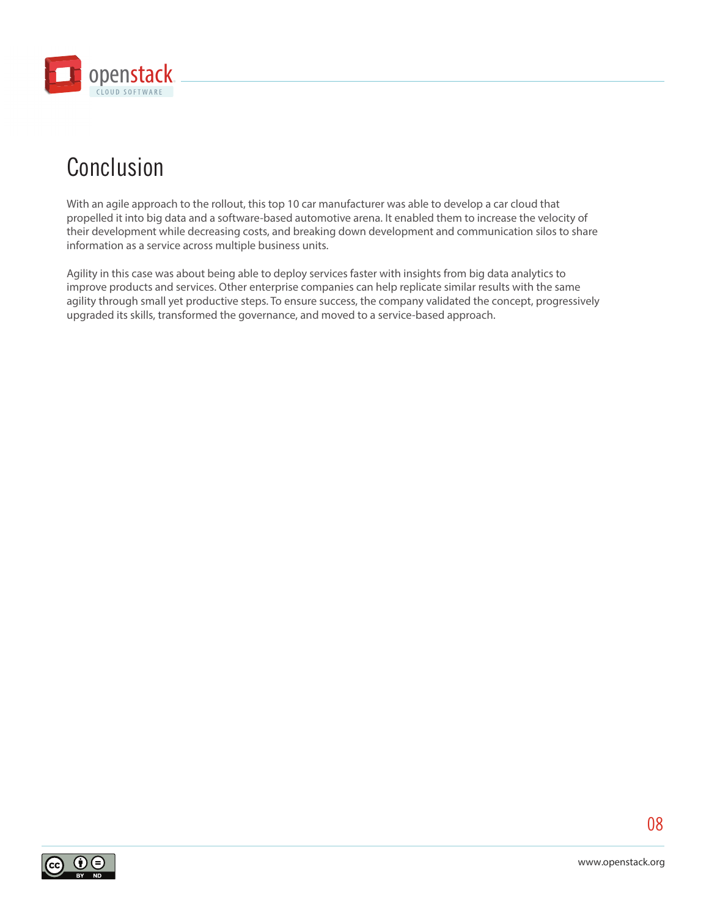# Conclusion

With an agile approach to the rollout, this top 10 car manufacturer was able to develop a car cloud that propelled it into big data and a software-based automotive arena. It enabled them to increase the velocity of their development while decreasing costs, and breaking down development and communication silos to share information as a service across multiple business units.

Agility in this case was about being able to deploy services faster with insights from big data analytics to improve products and services. Other enterprise companies can help replicate similar results with the same agility through small yet productive steps. To ensure success, the company validated the concept, progressively upgraded its skills, transformed the governance, and moved to a service-based approach.